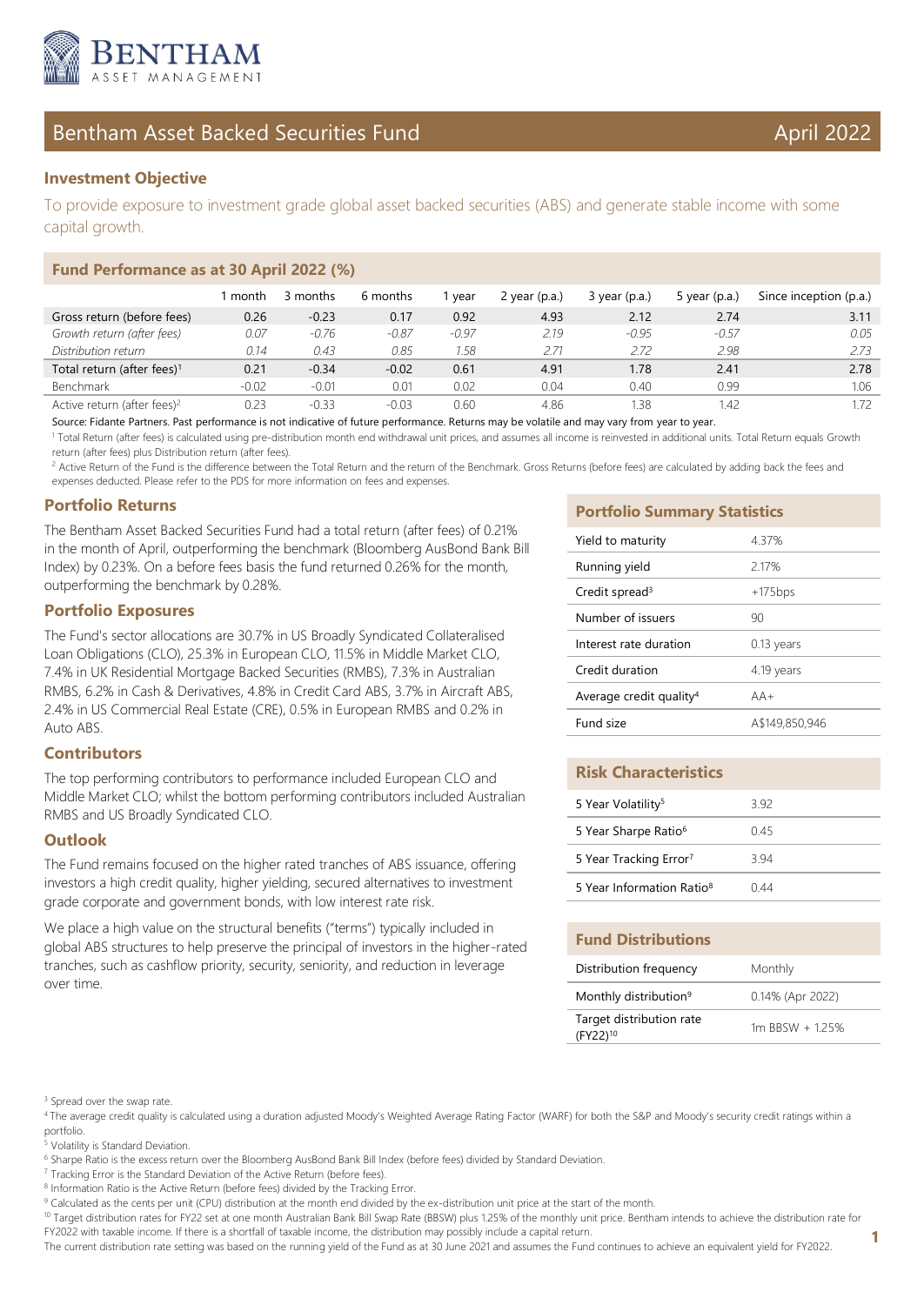# BENTHAM ASSET MANAGEMENT

## Bentham Asset Backed Securities Fund — April 2022

### Investment Objective

To provide exposure to investment grade global asset backed securities (ABS) and generate stable income with some capital growth.

### Fund Performance as at 30 April 2022 (%)

| | 1 month | 3 months | 6 months | 1 year | 2 year (p.a.) | 3 year (p.a.) | 5 year (p.a.) | Since inception (p.a.) |
|---|---|---|---|---|---|---|---|---|
| Gross return (before fees) | 0.26 | -0.23 | 0.17 | 0.92 | 4.93 | 2.12 | 2.74 | 3.11 |
| *Growth return (after fees)* | *0.07* | *-0.76* | *-0.87* | *-0.97* | *2.19* | *-0.95* | *-0.57* | *0.05* |
| *Distribution return* | *0.14* | *0.43* | *0.85* | *1.58* | *2.71* | *2.72* | *2.98* | *2.73* |
| Total return (after fees)[1] | 0.21 | -0.34 | -0.02 | 0.61 | 4.91 | 1.78 | 2.41 | 2.78 |
| Benchmark | -0.02 | -0.01 | 0.01 | 0.02 | 0.04 | 0.40 | 0.99 | 1.06 |
| Active return (after fees)[2] | 0.23 | -0.33 | -0.03 | 0.60 | 4.86 | 1.38 | 1.42 | 1.72 |

Source: Fidante Partners. Past performance is not indicative of future performance. Returns may be volatile and may vary from year to year.

[1] Total Return (after fees) is calculated using pre-distribution month end withdrawal unit prices, and assumes all income is reinvested in additional units. Total Return equals Growth return (after fees) plus Distribution return (after fees).

[2] Active Return of the Fund is the difference between the Total Return and the return of the Benchmark. Gross Returns (before fees) are calculated by adding back the fees and expenses deducted. Please refer to the PDS for more information on fees and expenses.

### Portfolio Returns

The Bentham Asset Backed Securities Fund had a total return (after fees) of 0.21% in the month of April, outperforming the benchmark (Bloomberg AusBond Bank Bill Index) by 0.23%. On a before fees basis the fund returned 0.26% for the month, outperforming the benchmark by 0.28%.

### Portfolio Exposures

The Fund's sector allocations are 30.7% in US Broadly Syndicated Collateralised Loan Obligations (CLO), 25.3% in European CLO, 11.5% in Middle Market CLO, 7.4% in UK Residential Mortgage Backed Securities (RMBS), 7.3% in Australian RMBS, 6.2% in Cash & Derivatives, 4.8% in Credit Card ABS, 3.7% in Aircraft ABS, 2.4% in US Commercial Real Estate (CRE), 0.5% in European RMBS and 0.2% in Auto ABS.

### Contributors

The top performing contributors to performance included European CLO and Middle Market CLO; whilst the bottom performing contributors included Australian RMBS and US Broadly Syndicated CLO.

### Outlook

The Fund remains focused on the higher rated tranches of ABS issuance, offering investors a high credit quality, higher yielding, secured alternatives to investment grade corporate and government bonds, with low interest rate risk.

We place a high value on the structural benefits ("terms") typically included in global ABS structures to help preserve the principal of investors in the higher-rated tranches, such as cashflow priority, security, seniority, and reduction in leverage over time.

### Portfolio Summary Statistics

| | |
|---|---|
| Yield to maturity | 4.37% |
| Running yield | 2.17% |
| Credit spread[3] | +175bps |
| Number of issuers | 90 |
| Interest rate duration | 0.13 years |
| Credit duration | 4.19 years |
| Average credit quality[4] | AA+ |
| Fund size | A$149,850,946 |

### Risk Characteristics

| | |
|---|---|
| 5 Year Volatility[5] | 3.92 |
| 5 Year Sharpe Ratio[6] | 0.45 |
| 5 Year Tracking Error[7] | 3.94 |
| 5 Year Information Ratio[8] | 0.44 |

### Fund Distributions

| | |
|---|---|
| Distribution frequency | Monthly |
| Monthly distribution[9] | 0.14% (Apr 2022) |
| Target distribution rate (FY22)[10] | 1m BBSW + 1.25% |

[3] Spread over the swap rate.

[4] The average credit quality is calculated using a duration adjusted Moody's Weighted Average Rating Factor (WARF) for both the S&P and Moody's security credit ratings within a portfolio.

[5] Volatility is Standard Deviation.

[6] Sharpe Ratio is the excess return over the Bloomberg AusBond Bank Bill Index (before fees) divided by Standard Deviation.

[7] Tracking Error is the Standard Deviation of the Active Return (before fees).

[8] Information Ratio is the Active Return (before fees) divided by the Tracking Error.

[9] Calculated as the cents per unit (CPU) distribution at the month end divided by the ex-distribution unit price at the start of the month.

[10] Target distribution rates for FY22 set at one month Australian Bank Bill Swap Rate (BBSW) plus 1.25% of the monthly unit price. Bentham intends to achieve the distribution rate for FY2022 with taxable income. If there is a shortfall of taxable income, the distribution may possibly include a capital return.

The current distribution rate setting was based on the running yield of the Fund as at 30 June 2021 and assumes the Fund continues to achieve an equivalent yield for FY2022.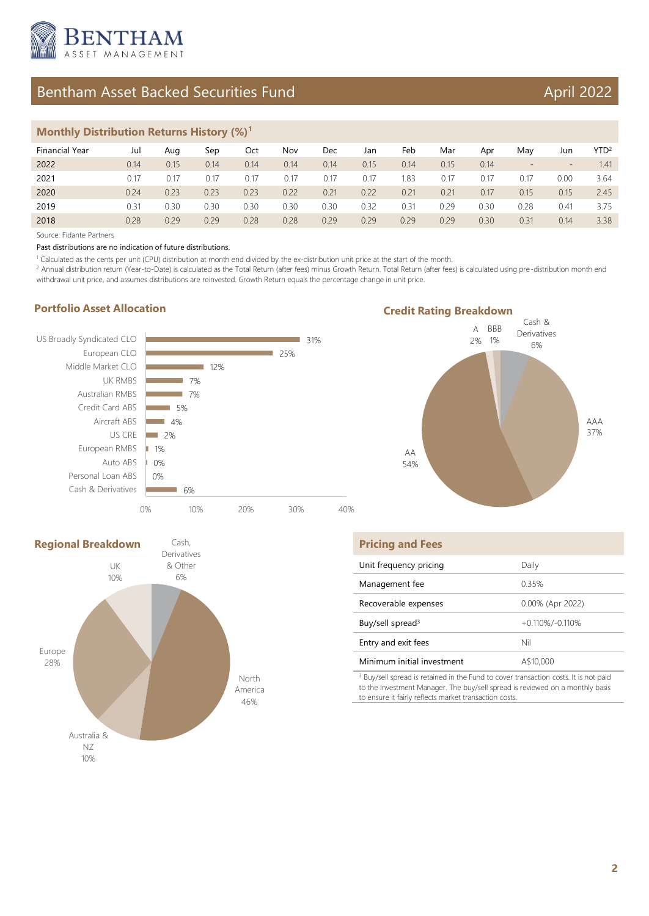# Bentham Asset Backed Securities Fund

April 2022

## Monthly Distribution Returns History (%)[1]

| Financial Year | Jul | Aug | Sep | Oct | Nov | Dec | Jan | Feb | Mar | Apr | May | Jun | YTD[2] |
|---|---|---|---|---|---|---|---|---|---|---|---|---|---|
| 2022 | 0.14 | 0.15 | 0.14 | 0.14 | 0.14 | 0.14 | 0.15 | 0.14 | 0.15 | 0.14 | - | - | 1.41 |
| 2021 | 0.17 | 0.17 | 0.17 | 0.17 | 0.17 | 0.17 | 0.17 | 1.83 | 0.17 | 0.17 | 0.17 | 0.00 | 3.64 |
| 2020 | 0.24 | 0.23 | 0.23 | 0.23 | 0.22 | 0.21 | 0.22 | 0.21 | 0.21 | 0.17 | 0.15 | 0.15 | 2.45 |
| 2019 | 0.31 | 0.30 | 0.30 | 0.30 | 0.30 | 0.30 | 0.32 | 0.31 | 0.29 | 0.30 | 0.28 | 0.41 | 3.75 |
| 2018 | 0.28 | 0.29 | 0.29 | 0.28 | 0.28 | 0.29 | 0.29 | 0.29 | 0.29 | 0.30 | 0.31 | 0.14 | 3.38 |

Source: Fidante Partners

Past distributions are no indication of future distributions.

[1] Calculated as the cents per unit (CPU) distribution at month end divided by the ex-distribution unit price at the start of the month.

[2] Annual distribution return (Year-to-Date) is calculated as the Total Return (after fees) minus Growth Return. Total Return (after fees) is calculated using pre-distribution month end withdrawal unit price, and assumes distributions are reinvested. Growth Return equals the percentage change in unit price.

## Portfolio Asset Allocation

| Asset | Allocation |
|---|---|
| US Broadly Syndicated CLO | 31% |
| European CLO | 25% |
| Middle Market CLO | 12% |
| UK RMBS | 7% |
| Australian RMBS | 7% |
| Credit Card ABS | 5% |
| Aircraft ABS | 4% |
| US CRE | 2% |
| European RMBS | 1% |
| Auto ABS | 0% |
| Personal Loan ABS | 0% |
| Cash & Derivatives | 6% |

## Credit Rating Breakdown

| Rating | Allocation |
|---|---|
| AAA | 37% |
| AA | 54% |
| A | 2% |
| BBB | 1% |
| Cash & Derivatives | 6% |

## Regional Breakdown

| Region | Allocation |
|---|---|
| North America | 46% |
| Europe | 28% |
| UK | 10% |
| Australia & NZ | 10% |
| Cash, Derivatives & Other | 6% |

## Pricing and Fees

| | |
|---|---|
| Unit frequency pricing | Daily |
| Management fee | 0.35% |
| Recoverable expenses | 0.00% (Apr 2022) |
| Buy/sell spread[3] | +0.110%/-0.110% |
| Entry and exit fees | Nil |
| Minimum initial investment | A$10,000 |

[3] Buy/sell spread is retained in the Fund to cover transaction costs. It is not paid to the Investment Manager. The buy/sell spread is reviewed on a monthly basis to ensure it fairly reflects market transaction costs.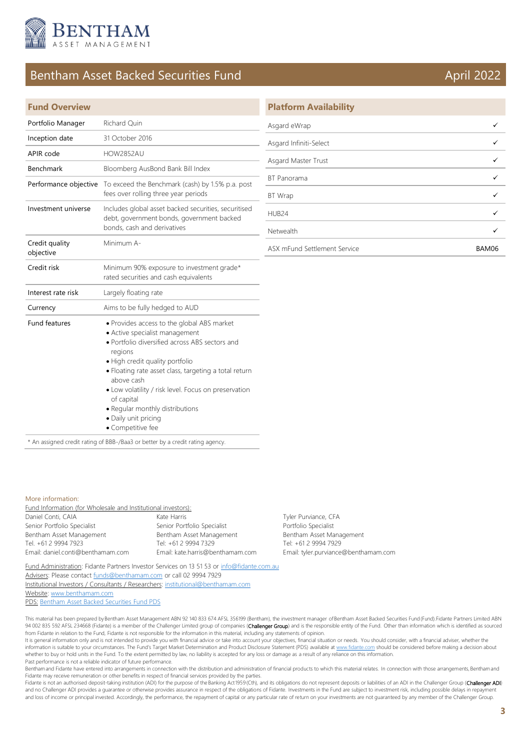# Bentham Asset Backed Securities Fund

April 2022

## Fund Overview

| | |
|---|---|
| Portfolio Manager | Richard Quin |
| Inception date | 31 October 2016 |
| APIR code | HOW2852AU |
| Benchmark | Bloomberg AusBond Bank Bill Index |
| Performance objective | To exceed the Benchmark (cash) by 1.5% p.a. post fees over rolling three year periods |
| Investment universe | Includes global asset backed securities, securitised debt, government bonds, government backed bonds, cash and derivatives |
| Credit quality objective | Minimum A- |
| Credit risk | Minimum 90% exposure to investment grade* rated securities and cash equivalents |
| Interest rate risk | Largely floating rate |
| Currency | Aims to be fully hedged to AUD |
| Fund features | • Provides access to the global ABS market<br>• Active specialist management<br>• Portfolio diversified across ABS sectors and regions<br>• High credit quality portfolio<br>• Floating rate asset class, targeting a total return above cash<br>• Low volatility / risk level. Focus on preservation of capital<br>• Regular monthly distributions<br>• Daily unit pricing<br>• Competitive fee |

* An assigned credit rating of BBB-/Baa3 or better by a credit rating agency.

## Platform Availability

| | |
|---|---|
| Asgard eWrap | ✓ |
| Asgard Infiniti-Select | ✓ |
| Asgard Master Trust | ✓ |
| BT Panorama | ✓ |
| BT Wrap | ✓ |
| HUB24 | ✓ |
| Netwealth | ✓ |
| ASX mFund Settlement Service | BAM06 |

More information:

Fund Information (for Wholesale and Institutional investors):

Daniel Conti, CAIA
Senior Portfolio Specialist
Bentham Asset Management
Tel. +61 2 9994 7923
Email: daniel.conti@benthamam.com

Kate Harris
Senior Portfolio Specialist
Bentham Asset Management
Tel: +61 2 9994 7329
Email: kate.harris@benthamam.com

Tyler Purviance, CFA
Portfolio Specialist
Bentham Asset Management
Tel: +61 2 9994 7929
Email: tyler.purviance@benthamam.com

Fund Administration: Fidante Partners Investor Services on 13 51 53 or info@fidante.com.au
Advisers: Please contact funds@benthamam.com or call 02 9994 7929
Institutional Investors / Consultants / Researchers: institutional@benthamam.com
Website: www.benthamam.com
PDS: Bentham Asset Backed Securities Fund PDS

This material has been prepared by Bentham Asset Management ABN 92 140 833 674 AFSL 356199 (Bentham), the investment manager of Bentham Asset Backed Securities Fund (Fund). Fidante Partners Limited ABN 94 002 835 592 AFSL 234668 (Fidante) is a member of the Challenger Limited group of companies (**Challenger Group**) and is the responsible entity of the Fund. Other than information which is identified as sourced from Fidante in relation to the Fund, Fidante is not responsible for the information in this material, including any statements of opinion.

It is general information only and is not intended to provide you with financial advice or take into account your objectives, financial situation or needs. You should consider, with a financial adviser, whether the information is suitable to your circumstances. The Fund's Target Market Determination and Product Disclosure Statement (PDS) available at www.fidante.com should be considered before making a decision about whether to buy or hold units in the Fund. To the extent permitted by law, no liability is accepted for any loss or damage as a result of any reliance on this information.

Past performance is not a reliable indicator of future performance.

Bentham and Fidante have entered into arrangements in connection with the distribution and administration of financial products to which this material relates. In connection with those arrangements, Bentham and Fidante may receive remuneration or other benefits in respect of financial services provided by the parties.

Fidante is not an authorised deposit-taking institution (ADI) for the purpose of the Banking Act 1959 (Cth), and its obligations do not represent deposits or liabilities of an ADI in the Challenger Group (**Challenger ADI**) and no Challenger ADI provides a guarantee or otherwise provides assurance in respect of the obligations of Fidante. Investments in the Fund are subject to investment risk, including possible delays in repayment and loss of income or principal invested. Accordingly, the performance, the repayment of capital or any particular rate of return on your investments are not guaranteed by any member of the Challenger Group.